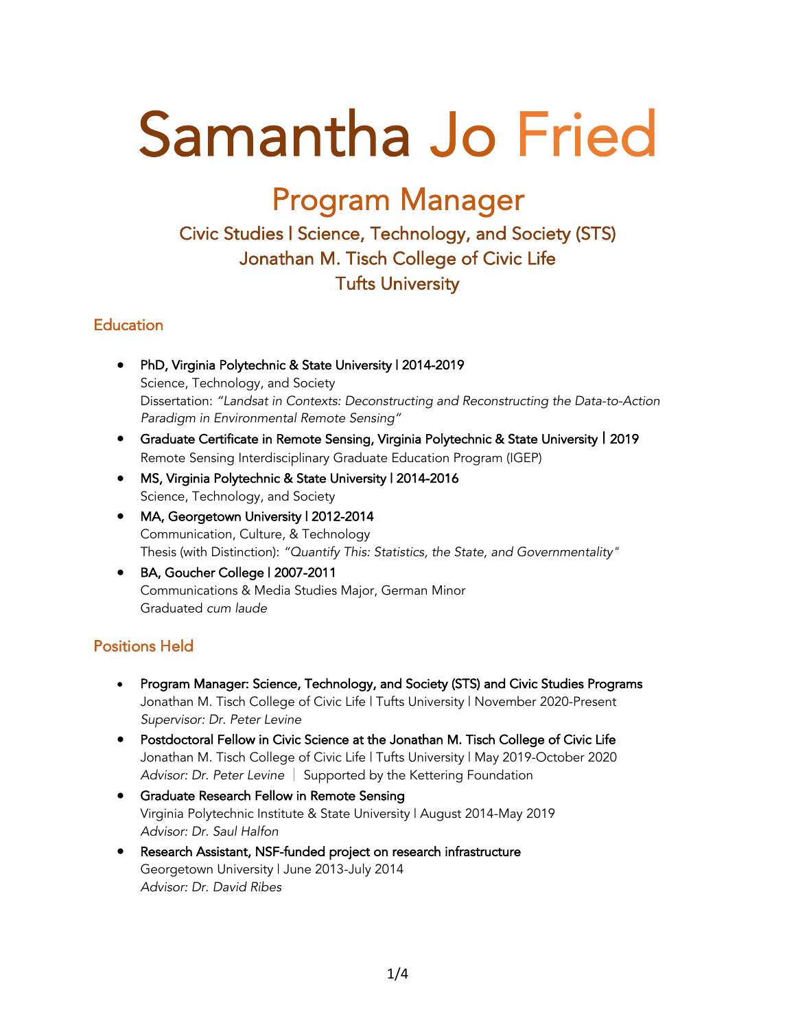# Samantha Jo Fried

## Program Manager

### Civic Studies | Science, Technology, and Society (STS)
### Jonathan M. Tisch College of Civic Life
### Tufts University

## Education

- PhD, Virginia Polytechnic & State University | 2014-2019
  Science, Technology, and Society
  Dissertation: *"Landsat in Contexts: Deconstructing and Reconstructing the Data-to-Action Paradigm in Environmental Remote Sensing"*
- Graduate Certificate in Remote Sensing, Virginia Polytechnic & State University | 2019
  Remote Sensing Interdisciplinary Graduate Education Program (IGEP)
- MS, Virginia Polytechnic & State University | 2014-2016
  Science, Technology, and Society
- MA, Georgetown University | 2012-2014
  Communication, Culture, & Technology
  Thesis (with Distinction): *"Quantify This: Statistics, the State, and Governmentality"*
- BA, Goucher College | 2007-2011
  Communications & Media Studies Major, German Minor
  Graduated *cum laude*

## Positions Held

- Program Manager: Science, Technology, and Society (STS) and Civic Studies Programs
  Jonathan M. Tisch College of Civic Life | Tufts University | November 2020-Present
  *Supervisor: Dr. Peter Levine*
- Postdoctoral Fellow in Civic Science at the Jonathan M. Tisch College of Civic Life
  Jonathan M. Tisch College of Civic Life | Tufts University | May 2019-October 2020
  *Advisor: Dr. Peter Levine* | Supported by the Kettering Foundation
- Graduate Research Fellow in Remote Sensing
  Virginia Polytechnic Institute & State University | August 2014-May 2019
  *Advisor: Dr. Saul Halfon*
- Research Assistant, NSF-funded project on research infrastructure
  Georgetown University | June 2013-July 2014
  *Advisor: Dr. David Ribes*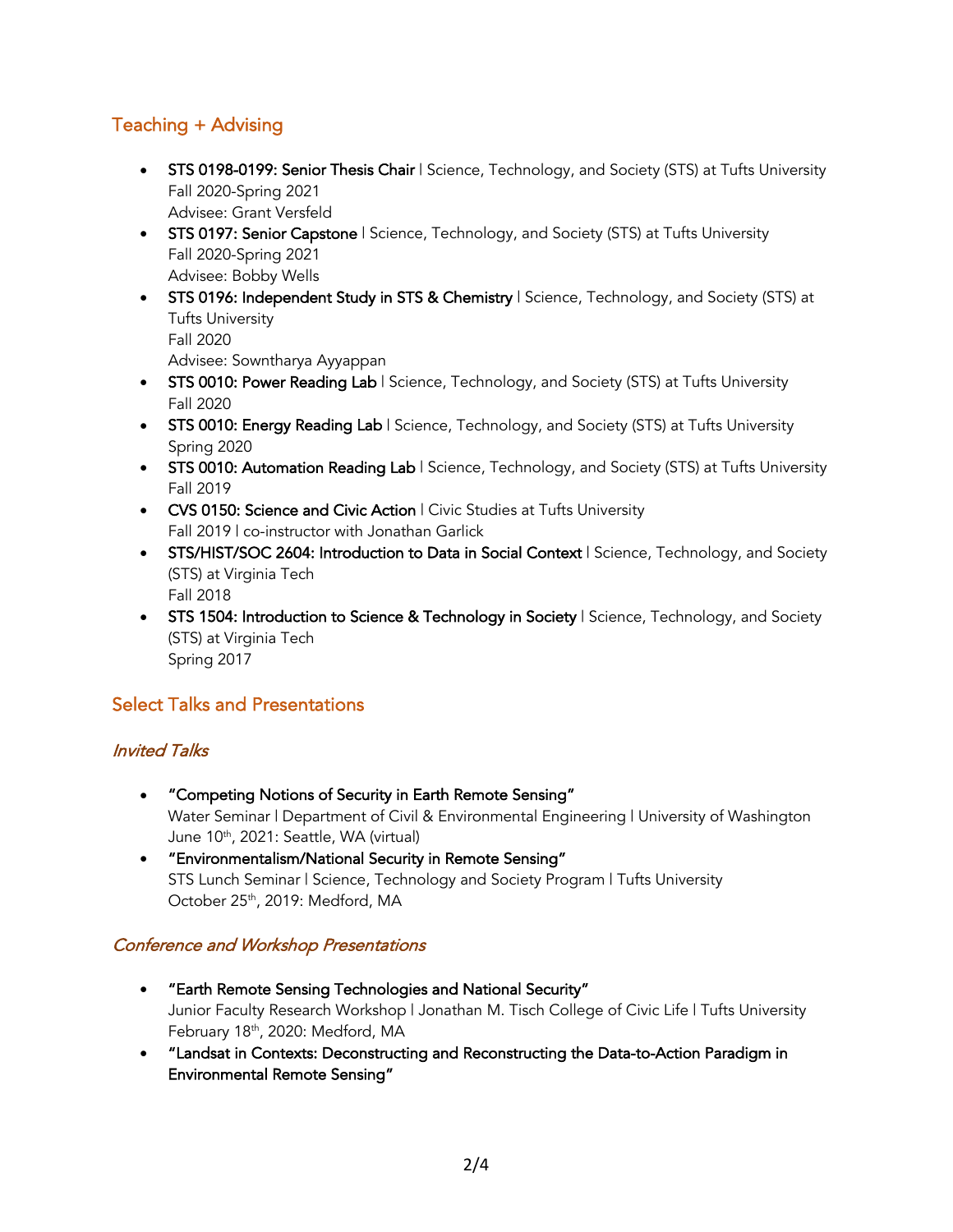## Teaching + Advising

- **STS 0198-0199: Senior Thesis Chair** | Science, Technology, and Society (STS) at Tufts University
  Fall 2020-Spring 2021
  Advisee: Grant Versfeld
- **STS 0197: Senior Capstone** | Science, Technology, and Society (STS) at Tufts University
  Fall 2020-Spring 2021
  Advisee: Bobby Wells
- **STS 0196: Independent Study in STS & Chemistry** | Science, Technology, and Society (STS) at Tufts University
  Fall 2020
  Advisee: Sowntharya Ayyappan
- **STS 0010: Power Reading Lab** | Science, Technology, and Society (STS) at Tufts University
  Fall 2020
- **STS 0010: Energy Reading Lab** | Science, Technology, and Society (STS) at Tufts University
  Spring 2020
- **STS 0010: Automation Reading Lab** | Science, Technology, and Society (STS) at Tufts University
  Fall 2019
- **CVS 0150: Science and Civic Action** | Civic Studies at Tufts University
  Fall 2019 | co-instructor with Jonathan Garlick
- **STS/HIST/SOC 2604: Introduction to Data in Social Context** | Science, Technology, and Society (STS) at Virginia Tech
  Fall 2018
- **STS 1504: Introduction to Science & Technology in Society** | Science, Technology, and Society (STS) at Virginia Tech
  Spring 2017

## Select Talks and Presentations

### *Invited Talks*

- **"Competing Notions of Security in Earth Remote Sensing"**
  Water Seminar | Department of Civil & Environmental Engineering | University of Washington
  June 10th, 2021: Seattle, WA (virtual)
- **"Environmentalism/National Security in Remote Sensing"**
  STS Lunch Seminar | Science, Technology and Society Program | Tufts University
  October 25th, 2019: Medford, MA

### *Conference and Workshop Presentations*

- **"Earth Remote Sensing Technologies and National Security"**
  Junior Faculty Research Workshop | Jonathan M. Tisch College of Civic Life | Tufts University
  February 18th, 2020: Medford, MA
- **"Landsat in Contexts: Deconstructing and Reconstructing the Data-to-Action Paradigm in Environmental Remote Sensing"**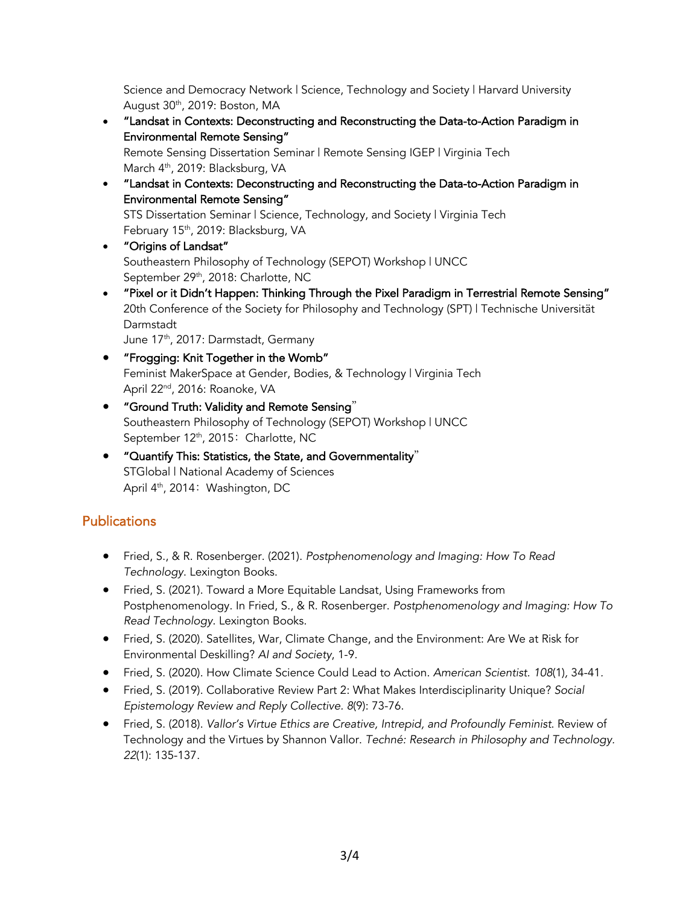Science and Democracy Network | Science, Technology and Society | Harvard University
August 30th, 2019: Boston, MA

- "Landsat in Contexts: Deconstructing and Reconstructing the Data-to-Action Paradigm in Environmental Remote Sensing"
  Remote Sensing Dissertation Seminar | Remote Sensing IGEP | Virginia Tech
  March 4th, 2019: Blacksburg, VA
- "Landsat in Contexts: Deconstructing and Reconstructing the Data-to-Action Paradigm in Environmental Remote Sensing"
  STS Dissertation Seminar | Science, Technology, and Society | Virginia Tech
  February 15th, 2019: Blacksburg, VA
- "Origins of Landsat"
  Southeastern Philosophy of Technology (SEPOT) Workshop | UNCC
  September 29th, 2018: Charlotte, NC
- "Pixel or it Didn't Happen: Thinking Through the Pixel Paradigm in Terrestrial Remote Sensing"
  20th Conference of the Society for Philosophy and Technology (SPT) | Technische Universität Darmstadt
  June 17th, 2017: Darmstadt, Germany
- "Frogging: Knit Together in the Womb"
  Feminist MakerSpace at Gender, Bodies, & Technology | Virginia Tech
  April 22nd, 2016: Roanoke, VA
- "Ground Truth: Validity and Remote Sensing"
  Southeastern Philosophy of Technology (SEPOT) Workshop | UNCC
  September 12th, 2015：Charlotte, NC
- "Quantify This: Statistics, the State, and Governmentality"
  STGlobal | National Academy of Sciences
  April 4th, 2014：Washington, DC

## Publications

- Fried, S., & R. Rosenberger. (2021). *Postphenomenology and Imaging: How To Read Technology.* Lexington Books.
- Fried, S. (2021). Toward a More Equitable Landsat, Using Frameworks from Postphenomenology. In Fried, S., & R. Rosenberger. *Postphenomenology and Imaging: How To Read Technology.* Lexington Books.
- Fried, S. (2020). Satellites, War, Climate Change, and the Environment: Are We at Risk for Environmental Deskilling? *AI and Society*, 1-9.
- Fried, S. (2020). How Climate Science Could Lead to Action. *American Scientist. 108*(1), 34-41.
- Fried, S. (2019). Collaborative Review Part 2: What Makes Interdisciplinarity Unique? *Social Epistemology Review and Reply Collective. 8*(9): 73-76.
- Fried, S. (2018). *Vallor's Virtue Ethics are Creative, Intrepid, and Profoundly Feminist.* Review of Technology and the Virtues by Shannon Vallor. *Techné: Research in Philosophy and Technology. 22*(1): 135-137.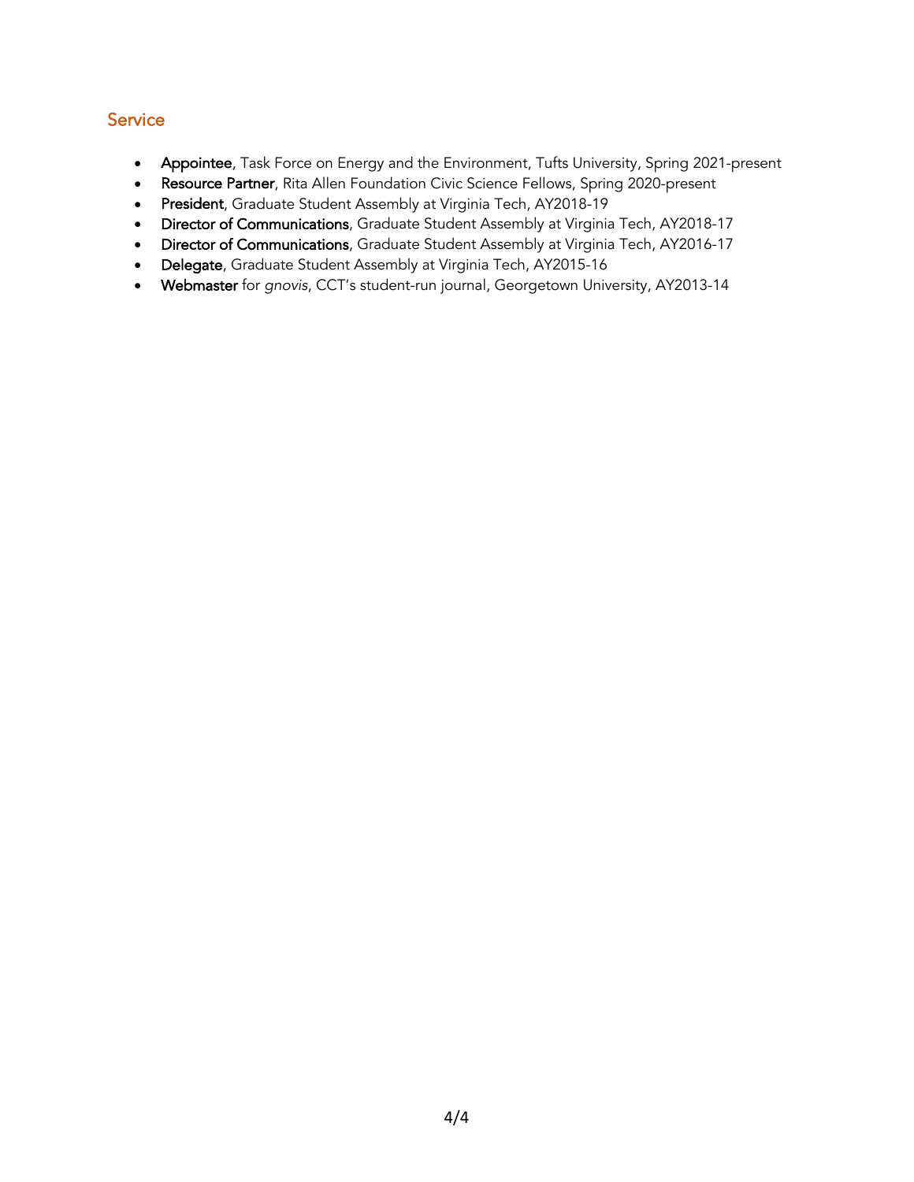## Service

- **Appointee**, Task Force on Energy and the Environment, Tufts University, Spring 2021-present
- **Resource Partner**, Rita Allen Foundation Civic Science Fellows, Spring 2020-present
- **President**, Graduate Student Assembly at Virginia Tech, AY2018-19
- **Director of Communications**, Graduate Student Assembly at Virginia Tech, AY2018-17
- **Director of Communications**, Graduate Student Assembly at Virginia Tech, AY2016-17
- **Delegate**, Graduate Student Assembly at Virginia Tech, AY2015-16
- **Webmaster** for *gnovis*, CCT's student-run journal, Georgetown University, AY2013-14